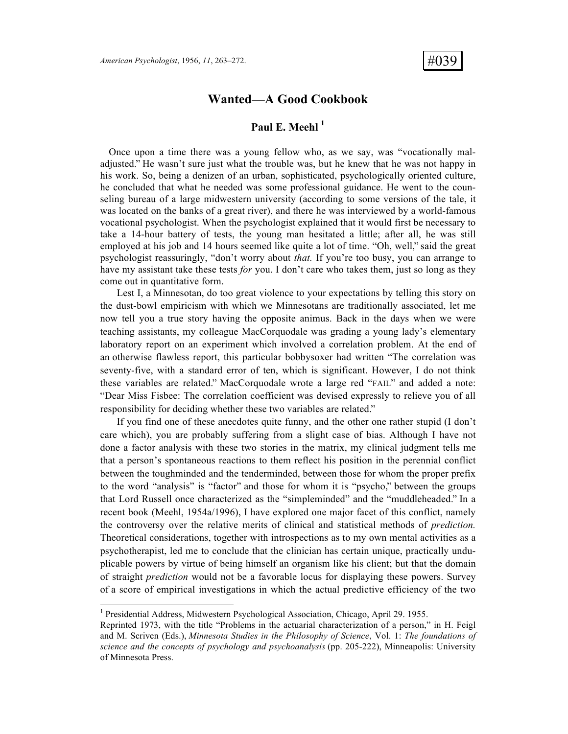# Wanted—A Good Cookbook

**Paul E. Meehl [1]**

Once upon a time there was a young fellow who, as we say, was "vocationally maladjusted." He wasn't sure just what the trouble was, but he knew that he was not happy in his work. So, being a denizen of an urban, sophisticated, psychologically oriented culture, he concluded that what he needed was some professional guidance. He went to the counseling bureau of a large midwestern university (according to some versions of the tale, it was located on the banks of a great river), and there he was interviewed by a world-famous vocational psychologist. When the psychologist explained that it would first be necessary to take a 14-hour battery of tests, the young man hesitated a little; after all, he was still employed at his job and 14 hours seemed like quite a lot of time. "Oh, well," said the great psychologist reassuringly, "don't worry about *that.* If you're too busy, you can arrange to have my assistant take these tests *for* you. I don't care who takes them, just so long as they come out in quantitative form.

Lest I, a Minnesotan, do too great violence to your expectations by telling this story on the dust-bowl empiricism with which we Minnesotans are traditionally associated, let me now tell you a true story having the opposite animus. Back in the days when we were teaching assistants, my colleague MacCorquodale was grading a young lady's elementary laboratory report on an experiment which involved a correlation problem. At the end of an otherwise flawless report, this particular bobbysoxer had written "The correlation was seventy-five, with a standard error of ten, which is significant. However, I do not think these variables are related." MacCorquodale wrote a large red "FAIL" and added a note: "Dear Miss Fisbee: The correlation coefficient was devised expressly to relieve you of all responsibility for deciding whether these two variables are related."

If you find one of these anecdotes quite funny, and the other one rather stupid (I don't care which), you are probably suffering from a slight case of bias. Although I have not done a factor analysis with these two stories in the matrix, my clinical judgment tells me that a person's spontaneous reactions to them reflect his position in the perennial conflict between the toughminded and the tenderminded, between those for whom the proper prefix to the word "analysis" is "factor" and those for whom it is "psycho," between the groups that Lord Russell once characterized as the "simpleminded" and the "muddleheaded." In a recent book (Meehl, 1954a/1996), I have explored one major facet of this conflict, namely the controversy over the relative merits of clinical and statistical methods of *prediction.* Theoretical considerations, together with introspections as to my own mental activities as a psychotherapist, led me to conclude that the clinician has certain unique, practically unduplicable powers by virtue of being himself an organism like his client; but that the domain of straight *prediction* would not be a favorable locus for displaying these powers. Survey of a score of empirical investigations in which the actual predictive efficiency of the two

---

[1] Presidential Address, Midwestern Psychological Association, Chicago, April 29. 1955.
Reprinted 1973, with the title "Problems in the actuarial characterization of a person," in H. Feigl and M. Scriven (Eds.), *Minnesota Studies in the Philosophy of Science*, Vol. 1: *The foundations of science and the concepts of psychology and psychoanalysis* (pp. 205-222), Minneapolis: University of Minnesota Press.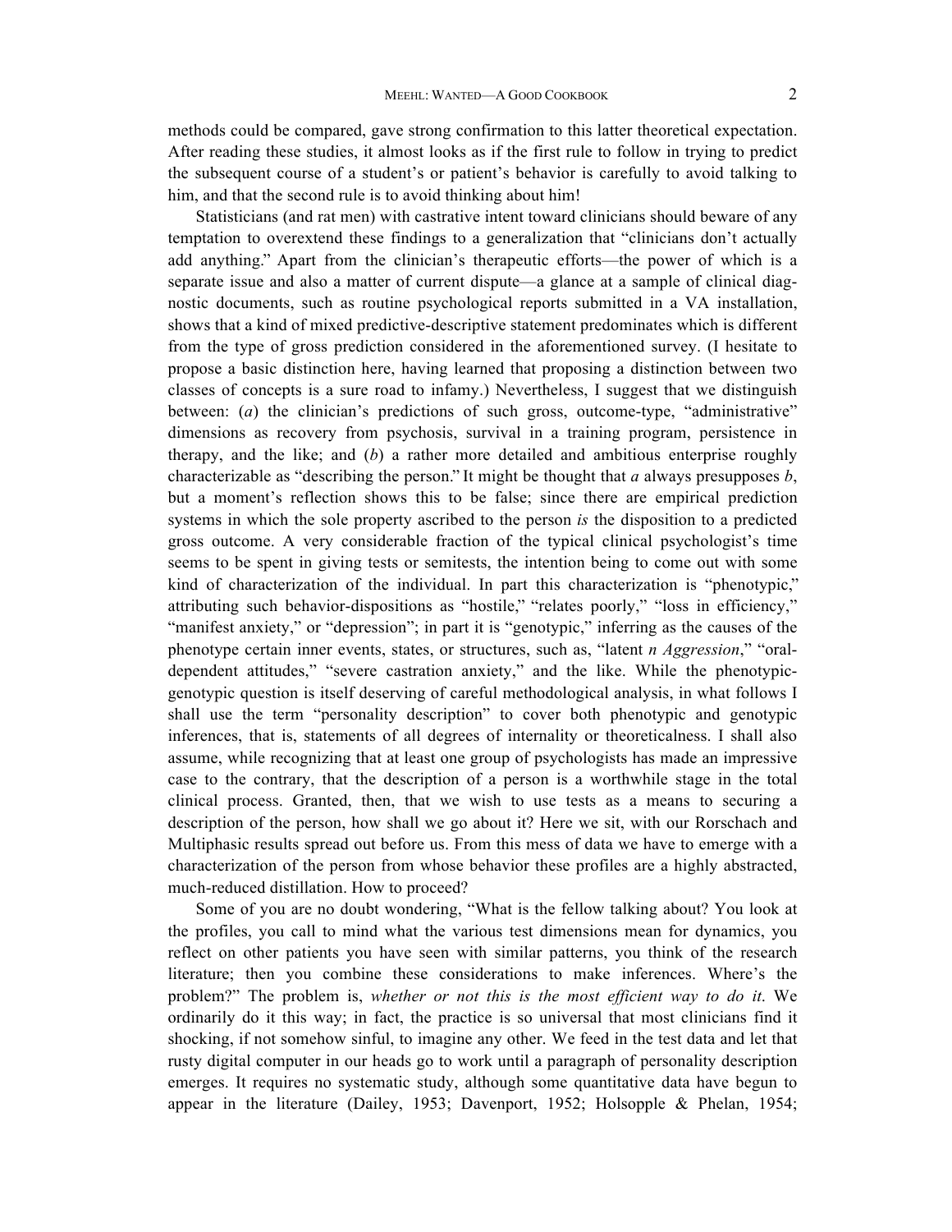methods could be compared, gave strong confirmation to this latter theoretical expectation. After reading these studies, it almost looks as if the first rule to follow in trying to predict the subsequent course of a student's or patient's behavior is carefully to avoid talking to him, and that the second rule is to avoid thinking about him!

Statisticians (and rat men) with castrative intent toward clinicians should beware of any temptation to overextend these findings to a generalization that "clinicians don't actually add anything." Apart from the clinician's therapeutic efforts—the power of which is a separate issue and also a matter of current dispute—a glance at a sample of clinical diagnostic documents, such as routine psychological reports submitted in a VA installation, shows that a kind of mixed predictive-descriptive statement predominates which is different from the type of gross prediction considered in the aforementioned survey. (I hesitate to propose a basic distinction here, having learned that proposing a distinction between two classes of concepts is a sure road to infamy.) Nevertheless, I suggest that we distinguish between: (*a*) the clinician's predictions of such gross, outcome-type, "administrative" dimensions as recovery from psychosis, survival in a training program, persistence in therapy, and the like; and (*b*) a rather more detailed and ambitious enterprise roughly characterizable as "describing the person." It might be thought that *a* always presupposes *b*, but a moment's reflection shows this to be false; since there are empirical prediction systems in which the sole property ascribed to the person *is* the disposition to a predicted gross outcome. A very considerable fraction of the typical clinical psychologist's time seems to be spent in giving tests or semitests, the intention being to come out with some kind of characterization of the individual. In part this characterization is "phenotypic," attributing such behavior-dispositions as "hostile," "relates poorly," "loss in efficiency," "manifest anxiety," or "depression"; in part it is "genotypic," inferring as the causes of the phenotype certain inner events, states, or structures, such as, "latent *n Aggression*," "oral-dependent attitudes," "severe castration anxiety," and the like. While the phenotypic-genotypic question is itself deserving of careful methodological analysis, in what follows I shall use the term "personality description" to cover both phenotypic and genotypic inferences, that is, statements of all degrees of internality or theoreticalness. I shall also assume, while recognizing that at least one group of psychologists has made an impressive case to the contrary, that the description of a person is a worthwhile stage in the total clinical process. Granted, then, that we wish to use tests as a means to securing a description of the person, how shall we go about it? Here we sit, with our Rorschach and Multiphasic results spread out before us. From this mess of data we have to emerge with a characterization of the person from whose behavior these profiles are a highly abstracted, much-reduced distillation. How to proceed?

Some of you are no doubt wondering, "What is the fellow talking about? You look at the profiles, you call to mind what the various test dimensions mean for dynamics, you reflect on other patients you have seen with similar patterns, you think of the research literature; then you combine these considerations to make inferences. Where's the problem?" The problem is, *whether or not this is the most efficient way to do it*. We ordinarily do it this way; in fact, the practice is so universal that most clinicians find it shocking, if not somehow sinful, to imagine any other. We feed in the test data and let that rusty digital computer in our heads go to work until a paragraph of personality description emerges. It requires no systematic study, although some quantitative data have begun to appear in the literature (Dailey, 1953; Davenport, 1952; Holsopple & Phelan, 1954;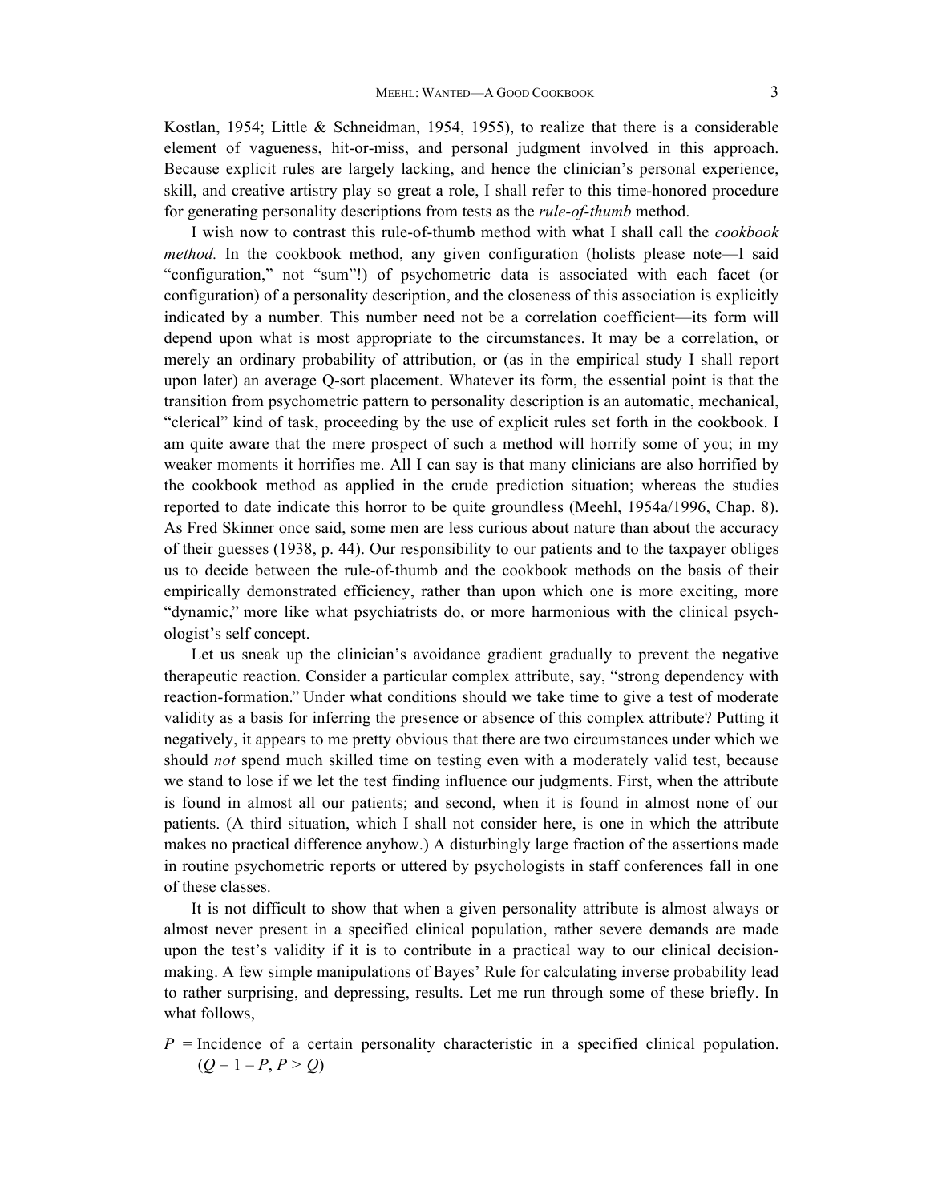Kostlan, 1954; Little & Schneidman, 1954, 1955), to realize that there is a considerable element of vagueness, hit-or-miss, and personal judgment involved in this approach. Because explicit rules are largely lacking, and hence the clinician's personal experience, skill, and creative artistry play so great a role, I shall refer to this time-honored procedure for generating personality descriptions from tests as the *rule-of-thumb* method.

I wish now to contrast this rule-of-thumb method with what I shall call the *cookbook method.* In the cookbook method, any given configuration (holists please note—I said "configuration," not "sum"!) of psychometric data is associated with each facet (or configuration) of a personality description, and the closeness of this association is explicitly indicated by a number. This number need not be a correlation coefficient—its form will depend upon what is most appropriate to the circumstances. It may be a correlation, or merely an ordinary probability of attribution, or (as in the empirical study I shall report upon later) an average Q-sort placement. Whatever its form, the essential point is that the transition from psychometric pattern to personality description is an automatic, mechanical, "clerical" kind of task, proceeding by the use of explicit rules set forth in the cookbook. I am quite aware that the mere prospect of such a method will horrify some of you; in my weaker moments it horrifies me. All I can say is that many clinicians are also horrified by the cookbook method as applied in the crude prediction situation; whereas the studies reported to date indicate this horror to be quite groundless (Meehl, 1954a/1996, Chap. 8). As Fred Skinner once said, some men are less curious about nature than about the accuracy of their guesses (1938, p. 44). Our responsibility to our patients and to the taxpayer obliges us to decide between the rule-of-thumb and the cookbook methods on the basis of their empirically demonstrated efficiency, rather than upon which one is more exciting, more "dynamic," more like what psychiatrists do, or more harmonious with the clinical psychologist's self concept.

Let us sneak up the clinician's avoidance gradient gradually to prevent the negative therapeutic reaction. Consider a particular complex attribute, say, "strong dependency with reaction-formation." Under what conditions should we take time to give a test of moderate validity as a basis for inferring the presence or absence of this complex attribute? Putting it negatively, it appears to me pretty obvious that there are two circumstances under which we should *not* spend much skilled time on testing even with a moderately valid test, because we stand to lose if we let the test finding influence our judgments. First, when the attribute is found in almost all our patients; and second, when it is found in almost none of our patients. (A third situation, which I shall not consider here, is one in which the attribute makes no practical difference anyhow.) A disturbingly large fraction of the assertions made in routine psychometric reports or uttered by psychologists in staff conferences fall in one of these classes.

It is not difficult to show that when a given personality attribute is almost always or almost never present in a specified clinical population, rather severe demands are made upon the test's validity if it is to contribute in a practical way to our clinical decision-making. A few simple manipulations of Bayes' Rule for calculating inverse probability lead to rather surprising, and depressing, results. Let me run through some of these briefly. In what follows,

$P$ = Incidence of a certain personality characteristic in a specified clinical population. ($Q = 1 - P$, $P > Q$)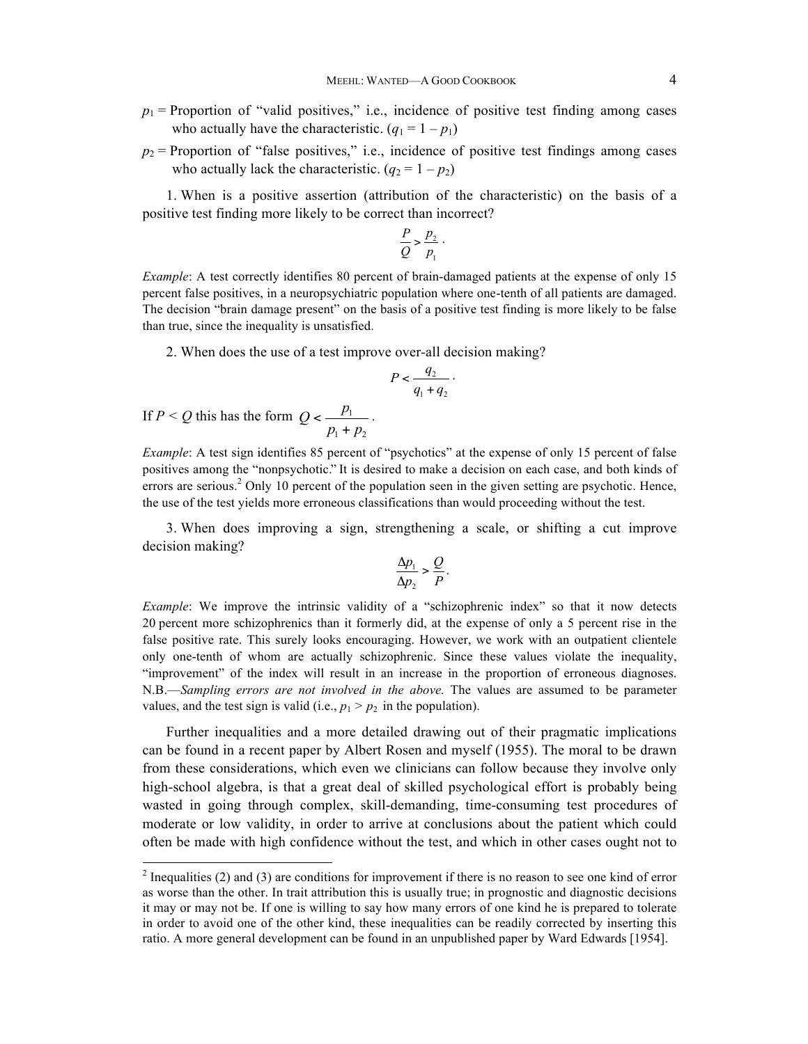$p_1$ = Proportion of "valid positives," i.e., incidence of positive test finding among cases who actually have the characteristic. ($q_1 = 1 - p_1$)

$p_2$ = Proportion of "false positives," i.e., incidence of positive test findings among cases who actually lack the characteristic. ($q_2 = 1 - p_2$)

1. When is a positive assertion (attribution of the characteristic) on the basis of a positive test finding more likely to be correct than incorrect?

$$\frac{P}{Q} > \frac{p_2}{p_1}.$$

*Example*: A test correctly identifies 80 percent of brain-damaged patients at the expense of only 15 percent false positives, in a neuropsychiatric population where one-tenth of all patients are damaged. The decision "brain damage present" on the basis of a positive test finding is more likely to be false than true, since the inequality is unsatisfied.

2. When does the use of a test improve over-all decision making?

$$P < \frac{q_2}{q_1 + q_2}.$$

If $P < Q$ this has the form $Q < \dfrac{p_1}{p_1 + p_2}$.

*Example*: A test sign identifies 85 percent of "psychotics" at the expense of only 15 percent of false positives among the "nonpsychotic." It is desired to make a decision on each case, and both kinds of errors are serious.[2] Only 10 percent of the population seen in the given setting are psychotic. Hence, the use of the test yields more erroneous classifications than would proceeding without the test.

3. When does improving a sign, strengthening a scale, or shifting a cut improve decision making?

$$\frac{\Delta p_1}{\Delta p_2} > \frac{Q}{P}.$$

*Example*: We improve the intrinsic validity of a "schizophrenic index" so that it now detects 20 percent more schizophrenics than it formerly did, at the expense of only a 5 percent rise in the false positive rate. This surely looks encouraging. However, we work with an outpatient clientele only one-tenth of whom are actually schizophrenic. Since these values violate the inequality, "improvement" of the index will result in an increase in the proportion of erroneous diagnoses. N.B.—*Sampling errors are not involved in the above.* The values are assumed to be parameter values, and the test sign is valid (i.e., $p_1 > p_2$ in the population).

Further inequalities and a more detailed drawing out of their pragmatic implications can be found in a recent paper by Albert Rosen and myself (1955). The moral to be drawn from these considerations, which even we clinicians can follow because they involve only high-school algebra, is that a great deal of skilled psychological effort is probably being wasted in going through complex, skill-demanding, time-consuming test procedures of moderate or low validity, in order to arrive at conclusions about the patient which could often be made with high confidence without the test, and which in other cases ought not to

---

[2] Inequalities (2) and (3) are conditions for improvement if there is no reason to see one kind of error as worse than the other. In trait attribution this is usually true; in prognostic and diagnostic decisions it may or may not be. If one is willing to say how many errors of one kind he is prepared to tolerate in order to avoid one of the other kind, these inequalities can be readily corrected by inserting this ratio. A more general development can be found in an unpublished paper by Ward Edwards [1954].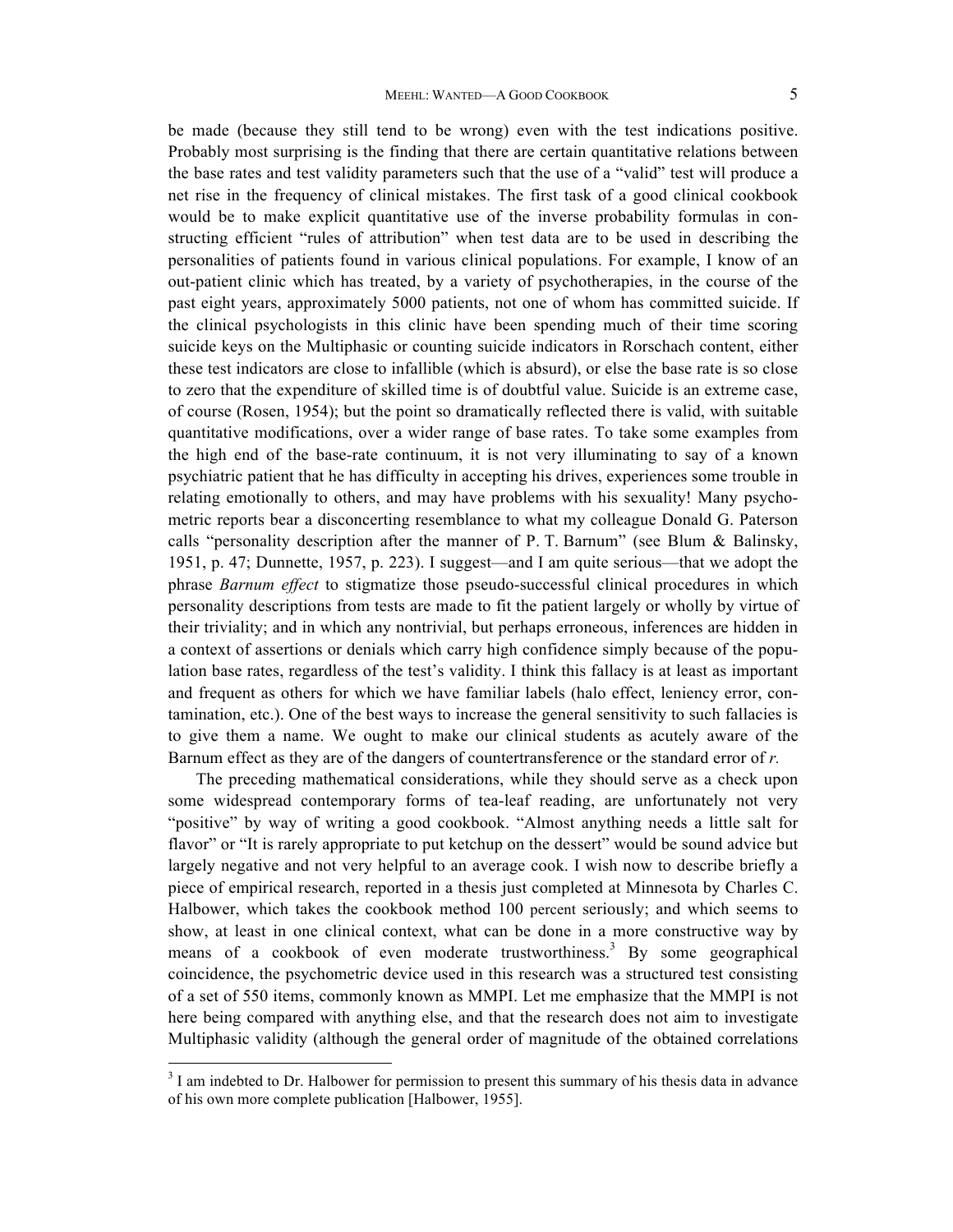be made (because they still tend to be wrong) even with the test indications positive. Probably most surprising is the finding that there are certain quantitative relations between the base rates and test validity parameters such that the use of a "valid" test will produce a net rise in the frequency of clinical mistakes. The first task of a good clinical cookbook would be to make explicit quantitative use of the inverse probability formulas in constructing efficient "rules of attribution" when test data are to be used in describing the personalities of patients found in various clinical populations. For example, I know of an out-patient clinic which has treated, by a variety of psychotherapies, in the course of the past eight years, approximately 5000 patients, not one of whom has committed suicide. If the clinical psychologists in this clinic have been spending much of their time scoring suicide keys on the Multiphasic or counting suicide indicators in Rorschach content, either these test indicators are close to infallible (which is absurd), or else the base rate is so close to zero that the expenditure of skilled time is of doubtful value. Suicide is an extreme case, of course (Rosen, 1954); but the point so dramatically reflected there is valid, with suitable quantitative modifications, over a wider range of base rates. To take some examples from the high end of the base-rate continuum, it is not very illuminating to say of a known psychiatric patient that he has difficulty in accepting his drives, experiences some trouble in relating emotionally to others, and may have problems with his sexuality! Many psychometric reports bear a disconcerting resemblance to what my colleague Donald G. Paterson calls "personality description after the manner of P. T. Barnum" (see Blum & Balinsky, 1951, p. 47; Dunnette, 1957, p. 223). I suggest—and I am quite serious—that we adopt the phrase *Barnum effect* to stigmatize those pseudo-successful clinical procedures in which personality descriptions from tests are made to fit the patient largely or wholly by virtue of their triviality; and in which any nontrivial, but perhaps erroneous, inferences are hidden in a context of assertions or denials which carry high confidence simply because of the population base rates, regardless of the test's validity. I think this fallacy is at least as important and frequent as others for which we have familiar labels (halo effect, leniency error, contamination, etc.). One of the best ways to increase the general sensitivity to such fallacies is to give them a name. We ought to make our clinical students as acutely aware of the Barnum effect as they are of the dangers of countertransference or the standard error of *r.*

The preceding mathematical considerations, while they should serve as a check upon some widespread contemporary forms of tea-leaf reading, are unfortunately not very "positive" by way of writing a good cookbook. "Almost anything needs a little salt for flavor" or "It is rarely appropriate to put ketchup on the dessert" would be sound advice but largely negative and not very helpful to an average cook. I wish now to describe briefly a piece of empirical research, reported in a thesis just completed at Minnesota by Charles C. Halbower, which takes the cookbook method 100 percent seriously; and which seems to show, at least in one clinical context, what can be done in a more constructive way by means of a cookbook of even moderate trustworthiness.[3] By some geographical coincidence, the psychometric device used in this research was a structured test consisting of a set of 550 items, commonly known as MMPI. Let me emphasize that the MMPI is not here being compared with anything else, and that the research does not aim to investigate Multiphasic validity (although the general order of magnitude of the obtained correlations

[3] I am indebted to Dr. Halbower for permission to present this summary of his thesis data in advance of his own more complete publication [Halbower, 1955].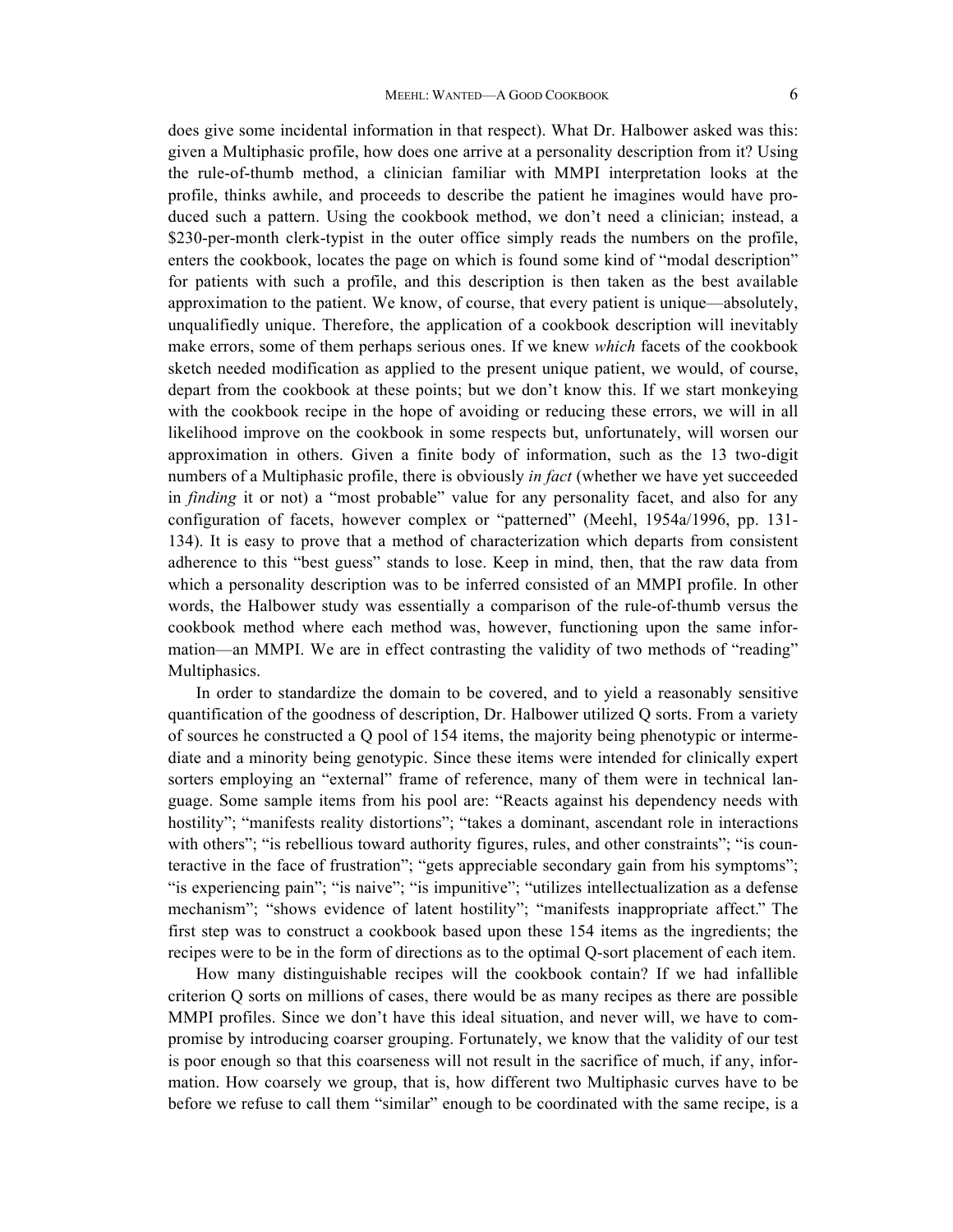does give some incidental information in that respect). What Dr. Halbower asked was this: given a Multiphasic profile, how does one arrive at a personality description from it? Using the rule-of-thumb method, a clinician familiar with MMPI interpretation looks at the profile, thinks awhile, and proceeds to describe the patient he imagines would have produced such a pattern. Using the cookbook method, we don't need a clinician; instead, a $230-per-month clerk-typist in the outer office simply reads the numbers on the profile, enters the cookbook, locates the page on which is found some kind of "modal description" for patients with such a profile, and this description is then taken as the best available approximation to the patient. We know, of course, that every patient is unique—absolutely, unqualifiedly unique. Therefore, the application of a cookbook description will inevitably make errors, some of them perhaps serious ones. If we knew *which* facets of the cookbook sketch needed modification as applied to the present unique patient, we would, of course, depart from the cookbook at these points; but we don't know this. If we start monkeying with the cookbook recipe in the hope of avoiding or reducing these errors, we will in all likelihood improve on the cookbook in some respects but, unfortunately, will worsen our approximation in others. Given a finite body of information, such as the 13 two-digit numbers of a Multiphasic profile, there is obviously *in fact* (whether we have yet succeeded in *finding* it or not) a "most probable" value for any personality facet, and also for any configuration of facets, however complex or "patterned" (Meehl, 1954a/1996, pp. 131-134). It is easy to prove that a method of characterization which departs from consistent adherence to this "best guess" stands to lose. Keep in mind, then, that the raw data from which a personality description was to be inferred consisted of an MMPI profile. In other words, the Halbower study was essentially a comparison of the rule-of-thumb versus the cookbook method where each method was, however, functioning upon the same information—an MMPI. We are in effect contrasting the validity of two methods of "reading" Multiphasics.

In order to standardize the domain to be covered, and to yield a reasonably sensitive quantification of the goodness of description, Dr. Halbower utilized Q sorts. From a variety of sources he constructed a Q pool of 154 items, the majority being phenotypic or intermediate and a minority being genotypic. Since these items were intended for clinically expert sorters employing an "external" frame of reference, many of them were in technical language. Some sample items from his pool are: "Reacts against his dependency needs with hostility"; "manifests reality distortions"; "takes a dominant, ascendant role in interactions with others"; "is rebellious toward authority figures, rules, and other constraints"; "is counteractive in the face of frustration"; "gets appreciable secondary gain from his symptoms"; "is experiencing pain"; "is naive"; "is impunitive"; "utilizes intellectualization as a defense mechanism"; "shows evidence of latent hostility"; "manifests inappropriate affect." The first step was to construct a cookbook based upon these 154 items as the ingredients; the recipes were to be in the form of directions as to the optimal Q-sort placement of each item.

How many distinguishable recipes will the cookbook contain? If we had infallible criterion Q sorts on millions of cases, there would be as many recipes as there are possible MMPI profiles. Since we don't have this ideal situation, and never will, we have to compromise by introducing coarser grouping. Fortunately, we know that the validity of our test is poor enough so that this coarseness will not result in the sacrifice of much, if any, information. How coarsely we group, that is, how different two Multiphasic curves have to be before we refuse to call them "similar" enough to be coordinated with the same recipe, is a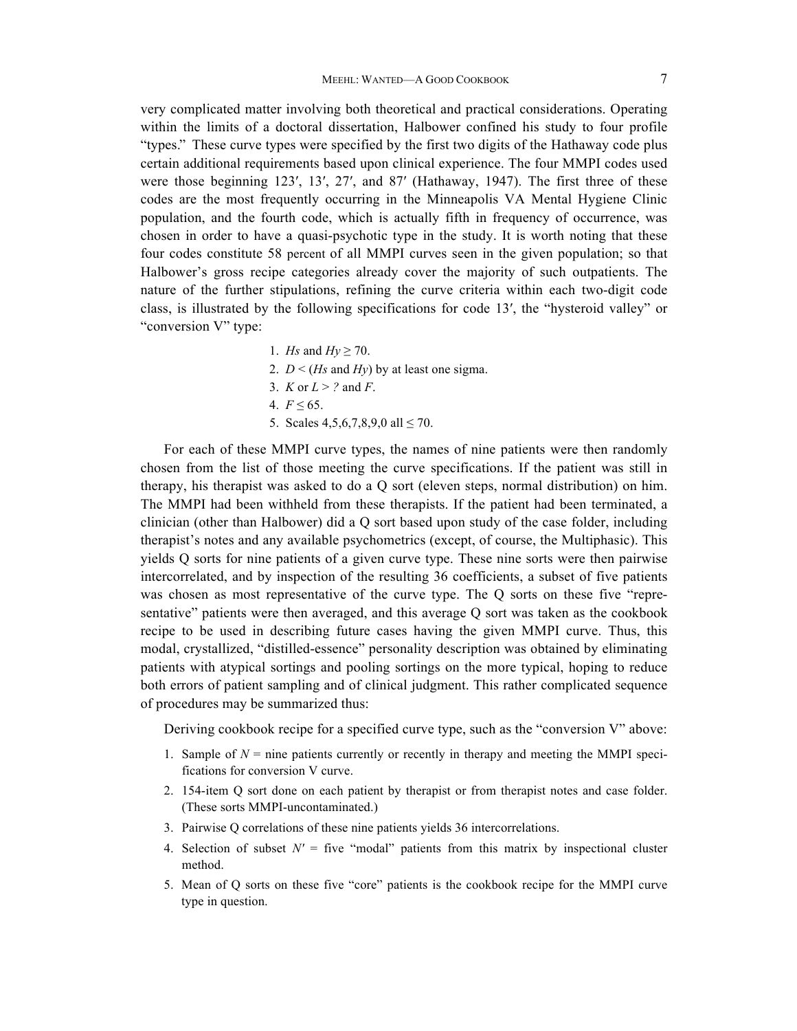very complicated matter involving both theoretical and practical considerations. Operating within the limits of a doctoral dissertation, Halbower confined his study to four profile "types." These curve types were specified by the first two digits of the Hathaway code plus certain additional requirements based upon clinical experience. The four MMPI codes used were those beginning 123′, 13′, 27′, and 87′ (Hathaway, 1947). The first three of these codes are the most frequently occurring in the Minneapolis VA Mental Hygiene Clinic population, and the fourth code, which is actually fifth in frequency of occurrence, was chosen in order to have a quasi-psychotic type in the study. It is worth noting that these four codes constitute 58 percent of all MMPI curves seen in the given population; so that Halbower's gross recipe categories already cover the majority of such outpatients. The nature of the further stipulations, refining the curve criteria within each two-digit code class, is illustrated by the following specifications for code 13′, the "hysteroid valley" or "conversion V" type:

1. *Hs* and $Hy \geq 70$.
2. $D <$ (*Hs* and *Hy*) by at least one sigma.
3. *K* or $L >$ *?* and *F*.
4. $F \leq 65$.
5. Scales 4,5,6,7,8,9,0 all $\leq 70$.

For each of these MMPI curve types, the names of nine patients were then randomly chosen from the list of those meeting the curve specifications. If the patient was still in therapy, his therapist was asked to do a Q sort (eleven steps, normal distribution) on him. The MMPI had been withheld from these therapists. If the patient had been terminated, a clinician (other than Halbower) did a Q sort based upon study of the case folder, including therapist's notes and any available psychometrics (except, of course, the Multiphasic). This yields Q sorts for nine patients of a given curve type. These nine sorts were then pairwise intercorrelated, and by inspection of the resulting 36 coefficients, a subset of five patients was chosen as most representative of the curve type. The Q sorts on these five "representative" patients were then averaged, and this average Q sort was taken as the cookbook recipe to be used in describing future cases having the given MMPI curve. Thus, this modal, crystallized, "distilled-essence" personality description was obtained by eliminating patients with atypical sortings and pooling sortings on the more typical, hoping to reduce both errors of patient sampling and of clinical judgment. This rather complicated sequence of procedures may be summarized thus:

Deriving cookbook recipe for a specified curve type, such as the "conversion V" above:

1. Sample of $N$ = nine patients currently or recently in therapy and meeting the MMPI specifications for conversion V curve.
2. 154-item Q sort done on each patient by therapist or from therapist notes and case folder. (These sorts MMPI-uncontaminated.)
3. Pairwise Q correlations of these nine patients yields 36 intercorrelations.
4. Selection of subset $N'$ = five "modal" patients from this matrix by inspectional cluster method.
5. Mean of Q sorts on these five "core" patients is the cookbook recipe for the MMPI curve type in question.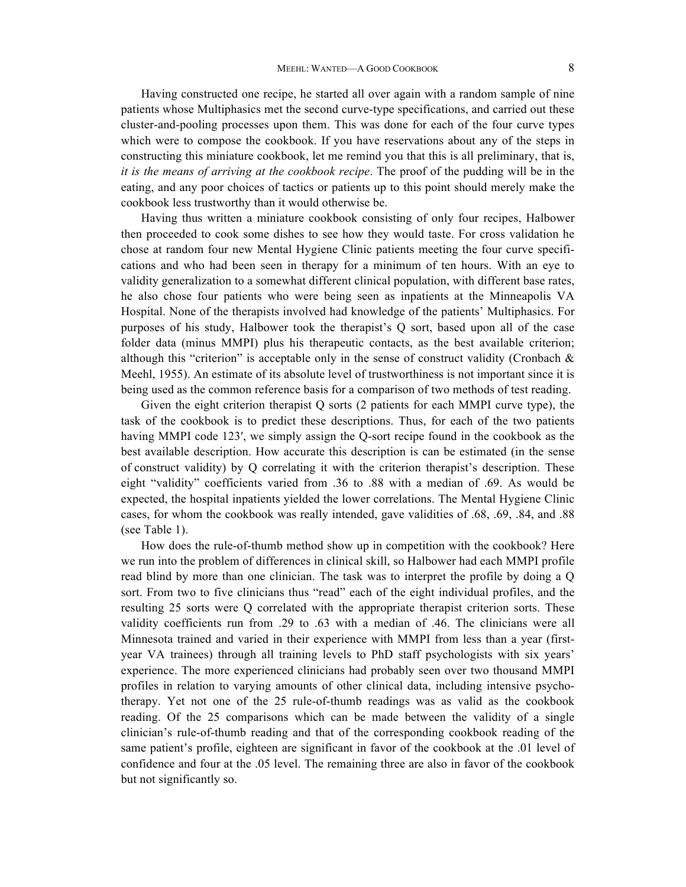Having constructed one recipe, he started all over again with a random sample of nine patients whose Multiphasics met the second curve-type specifications, and carried out these cluster-and-pooling processes upon them. This was done for each of the four curve types which were to compose the cookbook. If you have reservations about any of the steps in constructing this miniature cookbook, let me remind you that this is all preliminary, that is, *it is the means of arriving at the cookbook recipe*. The proof of the pudding will be in the eating, and any poor choices of tactics or patients up to this point should merely make the cookbook less trustworthy than it would otherwise be.

Having thus written a miniature cookbook consisting of only four recipes, Halbower then proceeded to cook some dishes to see how they would taste. For cross validation he chose at random four new Mental Hygiene Clinic patients meeting the four curve specifications and who had been seen in therapy for a minimum of ten hours. With an eye to validity generalization to a somewhat different clinical population, with different base rates, he also chose four patients who were being seen as inpatients at the Minneapolis VA Hospital. None of the therapists involved had knowledge of the patients' Multiphasics. For purposes of his study, Halbower took the therapist's Q sort, based upon all of the case folder data (minus MMPI) plus his therapeutic contacts, as the best available criterion; although this "criterion" is acceptable only in the sense of construct validity (Cronbach & Meehl, 1955). An estimate of its absolute level of trustworthiness is not important since it is being used as the common reference basis for a comparison of two methods of test reading.

Given the eight criterion therapist Q sorts (2 patients for each MMPI curve type), the task of the cookbook is to predict these descriptions. Thus, for each of the two patients having MMPI code 123′, we simply assign the Q-sort recipe found in the cookbook as the best available description. How accurate this description is can be estimated (in the sense of construct validity) by Q correlating it with the criterion therapist's description. These eight "validity" coefficients varied from .36 to .88 with a median of .69. As would be expected, the hospital inpatients yielded the lower correlations. The Mental Hygiene Clinic cases, for whom the cookbook was really intended, gave validities of .68, .69, .84, and .88 (see Table 1).

How does the rule-of-thumb method show up in competition with the cookbook? Here we run into the problem of differences in clinical skill, so Halbower had each MMPI profile read blind by more than one clinician. The task was to interpret the profile by doing a Q sort. From two to five clinicians thus "read" each of the eight individual profiles, and the resulting 25 sorts were Q correlated with the appropriate therapist criterion sorts. These validity coefficients run from .29 to .63 with a median of .46. The clinicians were all Minnesota trained and varied in their experience with MMPI from less than a year (first-year VA trainees) through all training levels to PhD staff psychologists with six years' experience. The more experienced clinicians had probably seen over two thousand MMPI profiles in relation to varying amounts of other clinical data, including intensive psychotherapy. Yet not one of the 25 rule-of-thumb readings was as valid as the cookbook reading. Of the 25 comparisons which can be made between the validity of a single clinician's rule-of-thumb reading and that of the corresponding cookbook reading of the same patient's profile, eighteen are significant in favor of the cookbook at the .01 level of confidence and four at the .05 level. The remaining three are also in favor of the cookbook but not significantly so.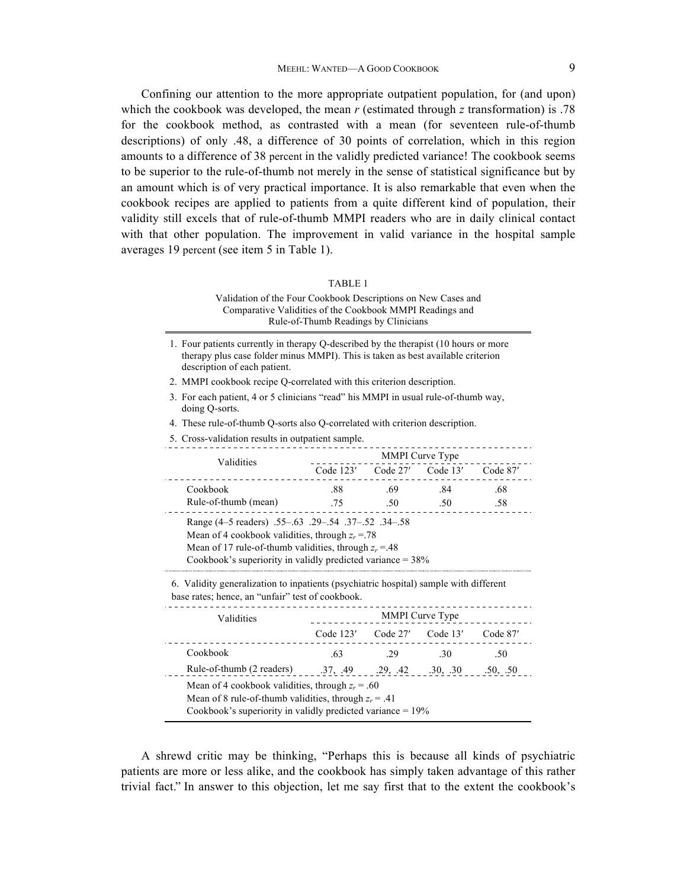Confining our attention to the more appropriate outpatient population, for (and upon) which the cookbook was developed, the mean $r$ (estimated through $z$ transformation) is .78 for the cookbook method, as contrasted with a mean (for seventeen rule-of-thumb descriptions) of only .48, a difference of 30 points of correlation, which in this region amounts to a difference of 38 percent in the validly predicted variance! The cookbook seems to be superior to the rule-of-thumb not merely in the sense of statistical significance but by an amount which is of very practical importance. It is also remarkable that even when the cookbook recipes are applied to patients from a quite different kind of population, their validity still excels that of rule-of-thumb MMPI readers who are in daily clinical contact with that other population. The improvement in valid variance in the hospital sample averages 19 percent (see item 5 in Table 1).

TABLE 1

Validation of the Four Cookbook Descriptions on New Cases and Comparative Validities of the Cookbook MMPI Readings and Rule-of-Thumb Readings by Clinicians

1. Four patients currently in therapy Q-described by the therapist (10 hours or more therapy plus case folder minus MMPI). This is taken as best available criterion description of each patient.
2. MMPI cookbook recipe Q-correlated with this criterion description.
3. For each patient, 4 or 5 clinicians "read" his MMPI in usual rule-of-thumb way, doing Q-sorts.
4. These rule-of-thumb Q-sorts also Q-correlated with criterion description.
5. Cross-validation results in outpatient sample.

| Validities | MMPI Curve Type | | | |
|---|---|---|---|---|
| | Code 123′ | Code 27′ | Code 13′ | Code 87′ |
| Cookbook | .88 | .69 | .84 | .68 |
| Rule-of-thumb (mean) | .75 | .50 | .50 | .58 |
| Range (4–5 readers) | .55–.63 | .29–.54 | .37–.52 | .34–.58 |

Mean of 4 cookbook validities, through $z_r$ =.78
Mean of 17 rule-of-thumb validities, through $z_r$ =.48
Cookbook's superiority in validly predicted variance = 38%

6. Validity generalization to inpatients (psychiatric hospital) sample with different base rates; hence, an "unfair" test of cookbook.

| Validities | MMPI Curve Type | | | |
|---|---|---|---|---|
| | Code 123′ | Code 27′ | Code 13′ | Code 87′ |
| Cookbook | .63 | .29 | .30 | .50 |
| Rule-of-thumb (2 readers) | .37, .49 | .29, .42 | .30, .30 | .50, .50 |

Mean of 4 cookbook validities, through $z_r$ = .60
Mean of 8 rule-of-thumb validities, through $z_r$ = .41
Cookbook's superiority in validly predicted variance = 19%

A shrewd critic may be thinking, "Perhaps this is because all kinds of psychiatric patients are more or less alike, and the cookbook has simply taken advantage of this rather trivial fact." In answer to this objection, let me say first that to the extent the cookbook's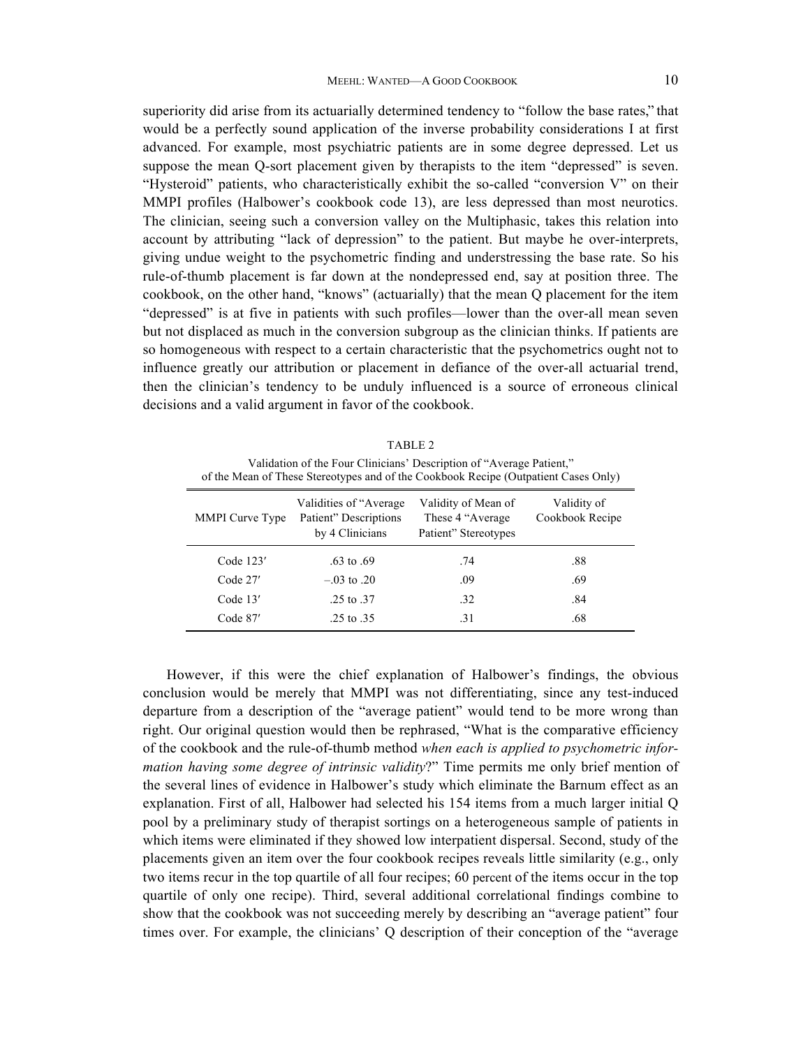superiority did arise from its actuarially determined tendency to "follow the base rates," that would be a perfectly sound application of the inverse probability considerations I at first advanced. For example, most psychiatric patients are in some degree depressed. Let us suppose the mean Q-sort placement given by therapists to the item "depressed" is seven. "Hysteroid" patients, who characteristically exhibit the so-called "conversion V" on their MMPI profiles (Halbower's cookbook code 13), are less depressed than most neurotics. The clinician, seeing such a conversion valley on the Multiphasic, takes this relation into account by attributing "lack of depression" to the patient. But maybe he over-interprets, giving undue weight to the psychometric finding and understressing the base rate. So his rule-of-thumb placement is far down at the nondepressed end, say at position three. The cookbook, on the other hand, "knows" (actuarially) that the mean Q placement for the item "depressed" is at five in patients with such profiles—lower than the over-all mean seven but not displaced as much in the conversion subgroup as the clinician thinks. If patients are so homogeneous with respect to a certain characteristic that the psychometrics ought not to influence greatly our attribution or placement in defiance of the over-all actuarial trend, then the clinician's tendency to be unduly influenced is a source of erroneous clinical decisions and a valid argument in favor of the cookbook.

TABLE 2

Validation of the Four Clinicians' Description of "Average Patient," of the Mean of These Stereotypes and of the Cookbook Recipe (Outpatient Cases Only)

| MMPI Curve Type | Validities of "Average Patient" Descriptions by 4 Clinicians | Validity of Mean of These 4 "Average Patient" Stereotypes | Validity of Cookbook Recipe |
|---|---|---|---|
| Code 123′ | .63 to .69 | .74 | .88 |
| Code 27′ | –.03 to .20 | .09 | .69 |
| Code 13′ | .25 to .37 | .32 | .84 |
| Code 87′ | .25 to .35 | .31 | .68 |

However, if this were the chief explanation of Halbower's findings, the obvious conclusion would be merely that MMPI was not differentiating, since any test-induced departure from a description of the "average patient" would tend to be more wrong than right. Our original question would then be rephrased, "What is the comparative efficiency of the cookbook and the rule-of-thumb method *when each is applied to psychometric information having some degree of intrinsic validity*?" Time permits me only brief mention of the several lines of evidence in Halbower's study which eliminate the Barnum effect as an explanation. First of all, Halbower had selected his 154 items from a much larger initial Q pool by a preliminary study of therapist sortings on a heterogeneous sample of patients in which items were eliminated if they showed low interpatient dispersal. Second, study of the placements given an item over the four cookbook recipes reveals little similarity (e.g., only two items recur in the top quartile of all four recipes; 60 percent of the items occur in the top quartile of only one recipe). Third, several additional correlational findings combine to show that the cookbook was not succeeding merely by describing an "average patient" four times over. For example, the clinicians' Q description of their conception of the "average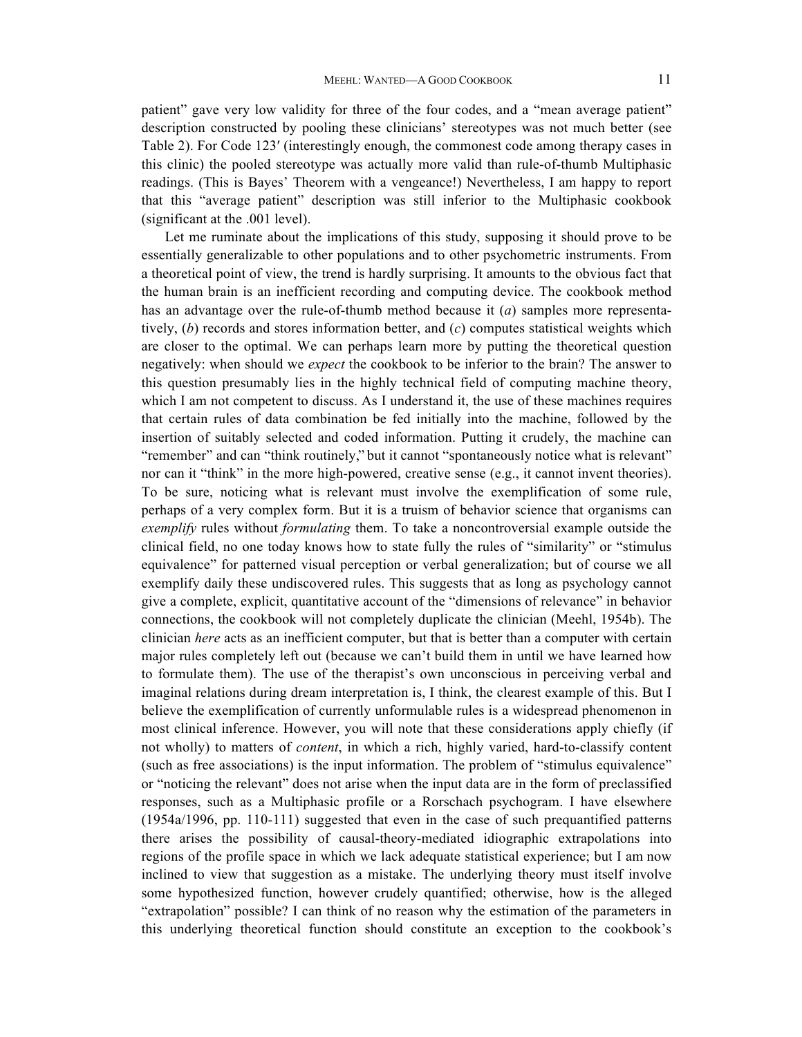patient" gave very low validity for three of the four codes, and a "mean average patient" description constructed by pooling these clinicians' stereotypes was not much better (see Table 2). For Code 123′ (interestingly enough, the commonest code among therapy cases in this clinic) the pooled stereotype was actually more valid than rule-of-thumb Multiphasic readings. (This is Bayes' Theorem with a vengeance!) Nevertheless, I am happy to report that this "average patient" description was still inferior to the Multiphasic cookbook (significant at the .001 level).

Let me ruminate about the implications of this study, supposing it should prove to be essentially generalizable to other populations and to other psychometric instruments. From a theoretical point of view, the trend is hardly surprising. It amounts to the obvious fact that the human brain is an inefficient recording and computing device. The cookbook method has an advantage over the rule-of-thumb method because it (*a*) samples more representatively, (*b*) records and stores information better, and (*c*) computes statistical weights which are closer to the optimal. We can perhaps learn more by putting the theoretical question negatively: when should we *expect* the cookbook to be inferior to the brain? The answer to this question presumably lies in the highly technical field of computing machine theory, which I am not competent to discuss. As I understand it, the use of these machines requires that certain rules of data combination be fed initially into the machine, followed by the insertion of suitably selected and coded information. Putting it crudely, the machine can "remember" and can "think routinely," but it cannot "spontaneously notice what is relevant" nor can it "think" in the more high-powered, creative sense (e.g., it cannot invent theories). To be sure, noticing what is relevant must involve the exemplification of some rule, perhaps of a very complex form. But it is a truism of behavior science that organisms can *exemplify* rules without *formulating* them. To take a noncontroversial example outside the clinical field, no one today knows how to state fully the rules of "similarity" or "stimulus equivalence" for patterned visual perception or verbal generalization; but of course we all exemplify daily these undiscovered rules. This suggests that as long as psychology cannot give a complete, explicit, quantitative account of the "dimensions of relevance" in behavior connections, the cookbook will not completely duplicate the clinician (Meehl, 1954b). The clinician *here* acts as an inefficient computer, but that is better than a computer with certain major rules completely left out (because we can't build them in until we have learned how to formulate them). The use of the therapist's own unconscious in perceiving verbal and imaginal relations during dream interpretation is, I think, the clearest example of this. But I believe the exemplification of currently unformulable rules is a widespread phenomenon in most clinical inference. However, you will note that these considerations apply chiefly (if not wholly) to matters of *content*, in which a rich, highly varied, hard-to-classify content (such as free associations) is the input information. The problem of "stimulus equivalence" or "noticing the relevant" does not arise when the input data are in the form of preclassified responses, such as a Multiphasic profile or a Rorschach psychogram. I have elsewhere (1954a/1996, pp. 110-111) suggested that even in the case of such prequantified patterns there arises the possibility of causal-theory-mediated idiographic extrapolations into regions of the profile space in which we lack adequate statistical experience; but I am now inclined to view that suggestion as a mistake. The underlying theory must itself involve some hypothesized function, however crudely quantified; otherwise, how is the alleged "extrapolation" possible? I can think of no reason why the estimation of the parameters in this underlying theoretical function should constitute an exception to the cookbook's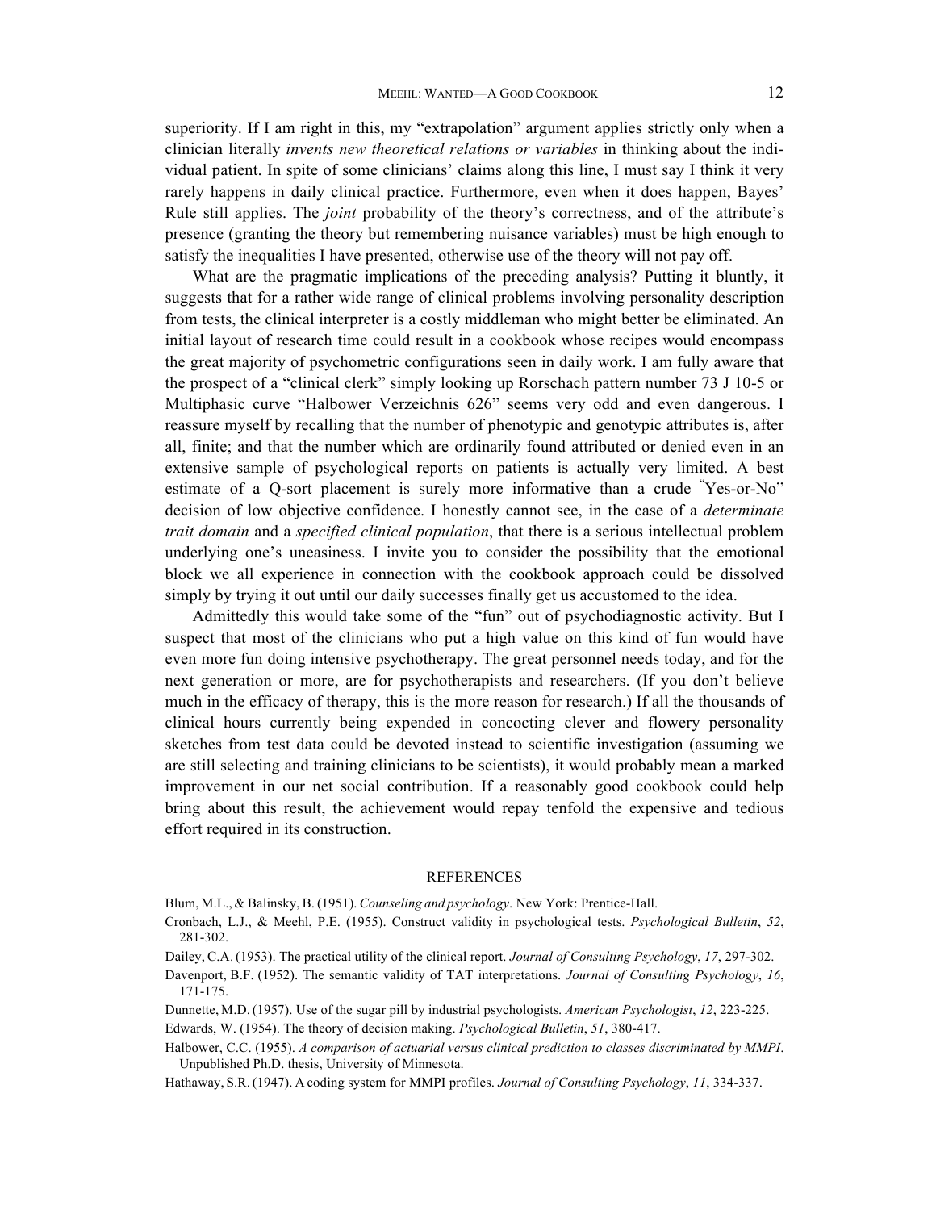superiority. If I am right in this, my "extrapolation" argument applies strictly only when a clinician literally *invents new theoretical relations or variables* in thinking about the individual patient. In spite of some clinicians' claims along this line, I must say I think it very rarely happens in daily clinical practice. Furthermore, even when it does happen, Bayes' Rule still applies. The *joint* probability of the theory's correctness, and of the attribute's presence (granting the theory but remembering nuisance variables) must be high enough to satisfy the inequalities I have presented, otherwise use of the theory will not pay off.

What are the pragmatic implications of the preceding analysis? Putting it bluntly, it suggests that for a rather wide range of clinical problems involving personality description from tests, the clinical interpreter is a costly middleman who might better be eliminated. An initial layout of research time could result in a cookbook whose recipes would encompass the great majority of psychometric configurations seen in daily work. I am fully aware that the prospect of a "clinical clerk" simply looking up Rorschach pattern number 73 J 10-5 or Multiphasic curve "Halbower Verzeichnis 626" seems very odd and even dangerous. I reassure myself by recalling that the number of phenotypic and genotypic attributes is, after all, finite; and that the number which are ordinarily found attributed or denied even in an extensive sample of psychological reports on patients is actually very limited. A best estimate of a Q-sort placement is surely more informative than a crude "Yes-or-No" decision of low objective confidence. I honestly cannot see, in the case of a *determinate trait domain* and a *specified clinical population*, that there is a serious intellectual problem underlying one's uneasiness. I invite you to consider the possibility that the emotional block we all experience in connection with the cookbook approach could be dissolved simply by trying it out until our daily successes finally get us accustomed to the idea.

Admittedly this would take some of the "fun" out of psychodiagnostic activity. But I suspect that most of the clinicians who put a high value on this kind of fun would have even more fun doing intensive psychotherapy. The great personnel needs today, and for the next generation or more, are for psychotherapists and researchers. (If you don't believe much in the efficacy of therapy, this is the more reason for research.) If all the thousands of clinical hours currently being expended in concocting clever and flowery personality sketches from test data could be devoted instead to scientific investigation (assuming we are still selecting and training clinicians to be scientists), it would probably mean a marked improvement in our net social contribution. If a reasonably good cookbook could help bring about this result, the achievement would repay tenfold the expensive and tedious effort required in its construction.

## REFERENCES

Blum, M.L., & Balinsky, B. (1951). *Counseling and psychology*. New York: Prentice-Hall.

Cronbach, L.J., & Meehl, P.E. (1955). Construct validity in psychological tests. *Psychological Bulletin*, *52*, 281-302.

Dailey, C.A. (1953). The practical utility of the clinical report. *Journal of Consulting Psychology*, *17*, 297-302.

Davenport, B.F. (1952). The semantic validity of TAT interpretations. *Journal of Consulting Psychology*, *16*, 171-175.

Dunnette, M.D. (1957). Use of the sugar pill by industrial psychologists. *American Psychologist*, *12*, 223-225.

Edwards, W. (1954). The theory of decision making. *Psychological Bulletin*, *51*, 380-417.

Halbower, C.C. (1955). *A comparison of actuarial versus clinical prediction to classes discriminated by MMPI*. Unpublished Ph.D. thesis, University of Minnesota.

Hathaway, S.R. (1947). A coding system for MMPI profiles. *Journal of Consulting Psychology*, *11*, 334-337.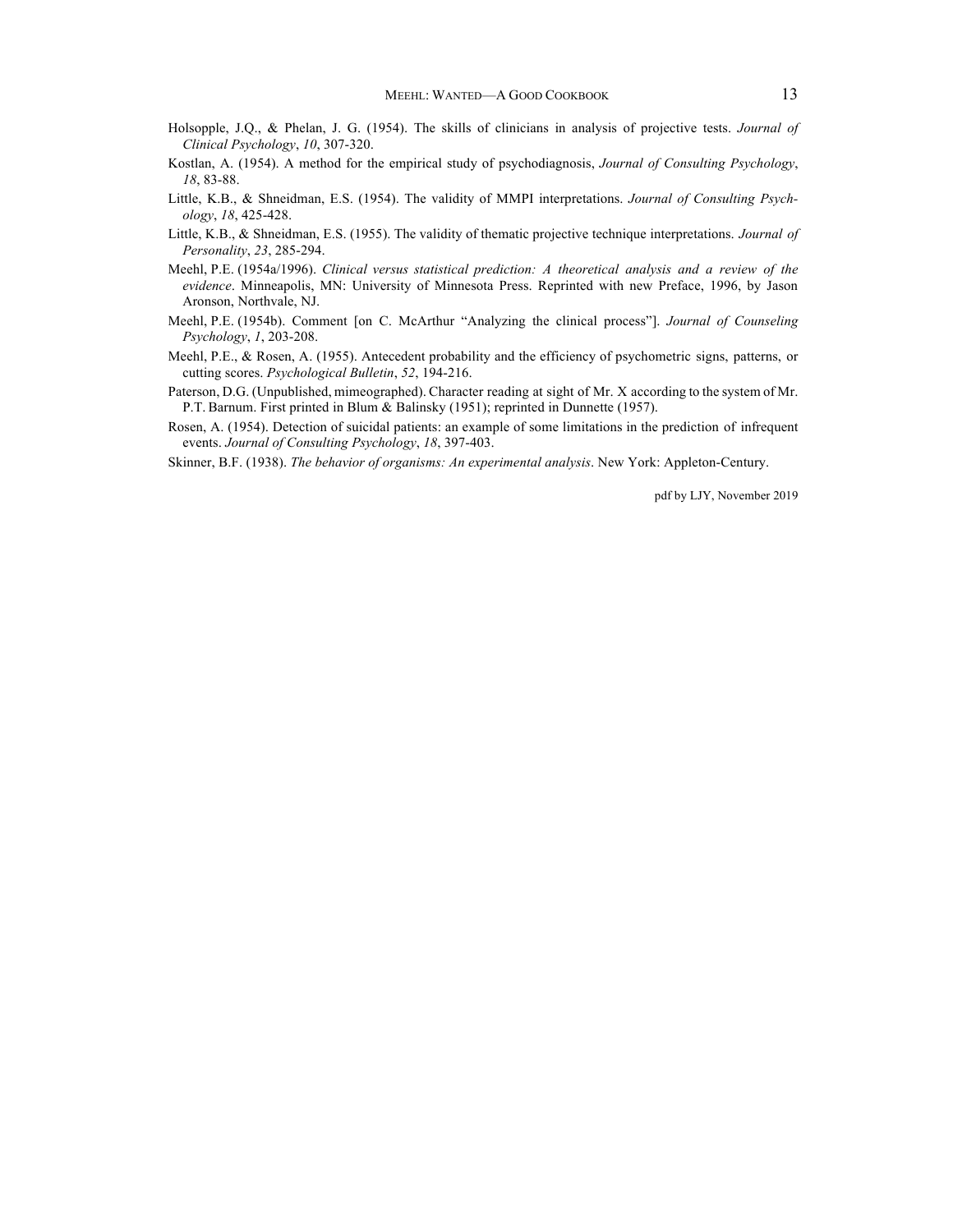Holsopple, J.Q., & Phelan, J. G. (1954). The skills of clinicians in analysis of projective tests. *Journal of Clinical Psychology*, *10*, 307-320.

Kostlan, A. (1954). A method for the empirical study of psychodiagnosis, *Journal of Consulting Psychology*, *18*, 83-88.

Little, K.B., & Shneidman, E.S. (1954). The validity of MMPI interpretations. *Journal of Consulting Psychology*, *18*, 425-428.

Little, K.B., & Shneidman, E.S. (1955). The validity of thematic projective technique interpretations. *Journal of Personality*, *23*, 285-294.

Meehl, P.E. (1954a/1996). *Clinical versus statistical prediction: A theoretical analysis and a review of the evidence*. Minneapolis, MN: University of Minnesota Press. Reprinted with new Preface, 1996, by Jason Aronson, Northvale, NJ.

Meehl, P.E. (1954b). Comment [on C. McArthur "Analyzing the clinical process"]. *Journal of Counseling Psychology*, *1*, 203-208.

Meehl, P.E., & Rosen, A. (1955). Antecedent probability and the efficiency of psychometric signs, patterns, or cutting scores. *Psychological Bulletin*, *52*, 194-216.

Paterson, D.G. (Unpublished, mimeographed). Character reading at sight of Mr. X according to the system of Mr. P.T. Barnum. First printed in Blum & Balinsky (1951); reprinted in Dunnette (1957).

Rosen, A. (1954). Detection of suicidal patients: an example of some limitations in the prediction of infrequent events. *Journal of Consulting Psychology*, *18*, 397-403.

Skinner, B.F. (1938). *The behavior of organisms: An experimental analysis*. New York: Appleton-Century.

pdf by LJY, November 2019